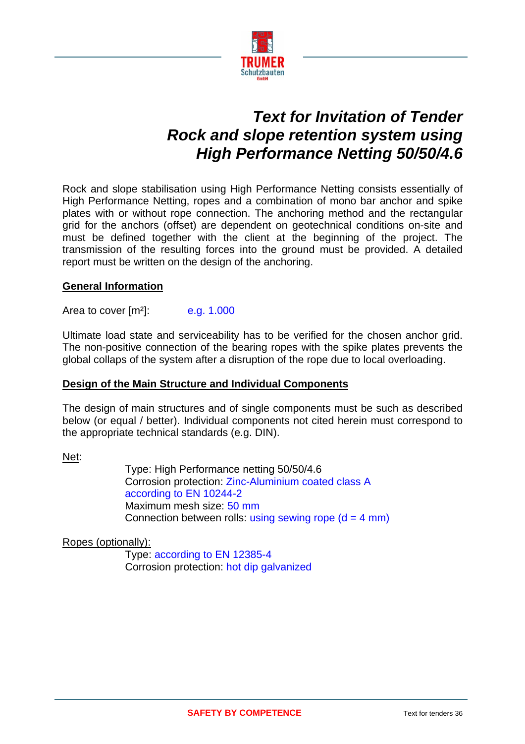# Text for Invitation of Tender
# Rock and slope retention system using High Performance Netting 50/50/4.6

Rock and slope stabilisation using High Performance Netting consists essentially of High Performance Netting, ropes and a combination of mono bar anchor and spike plates with or without rope connection. The anchoring method and the rectangular grid for the anchors (offset) are dependent on geotechnical conditions on-site and must be defined together with the client at the beginning of the project. The transmission of the resulting forces into the ground must be provided. A detailed report must be written on the design of the anchoring.

## General Information

Area to cover [m²]: e.g. 1.000

Ultimate load state and serviceability has to be verified for the chosen anchor grid. The non-positive connection of the bearing ropes with the spike plates prevents the global collaps of the system after a disruption of the rope due to local overloading.

## Design of the Main Structure and Individual Components

The design of main structures and of single components must be such as described below (or equal / better). Individual components not cited herein must correspond to the appropriate technical standards (e.g. DIN).

Net:

Type: High Performance netting 50/50/4.6
Corrosion protection: Zinc-Aluminium coated class A according to EN 10244-2
Maximum mesh size: 50 mm
Connection between rolls: using sewing rope (d = 4 mm)

Ropes (optionally):

Type: according to EN 12385-4
Corrosion protection: hot dip galvanized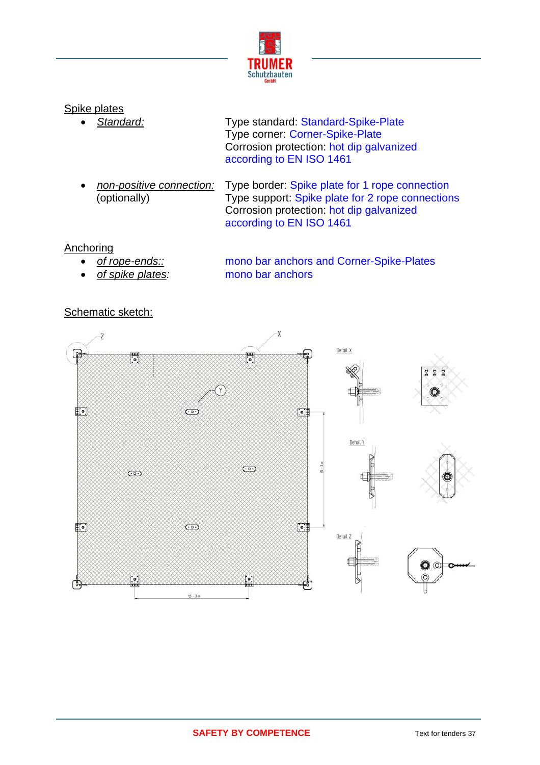Spike plates

- *Standard:* Type standard: Standard-Spike-Plate
  Type corner: Corner-Spike-Plate
  Corrosion protection: hot dip galvanized according to EN ISO 1461

- *non-positive connection:* (optionally) Type border: Spike plate for 1 rope connection
  Type support: Spike plate for 2 rope connections
  Corrosion protection: hot dip galvanized according to EN ISO 1461

Anchoring

- *of rope-ends::* mono bar anchors and Corner-Spike-Plates
- *of spike plates:* mono bar anchors

Schematic sketch:

Z

X

Y

Detail X

Detail Y

Detail Z

1,5 - 3 m

1,5 - 3 m

SAFETY BY COMPETENCE

Text for tenders 37